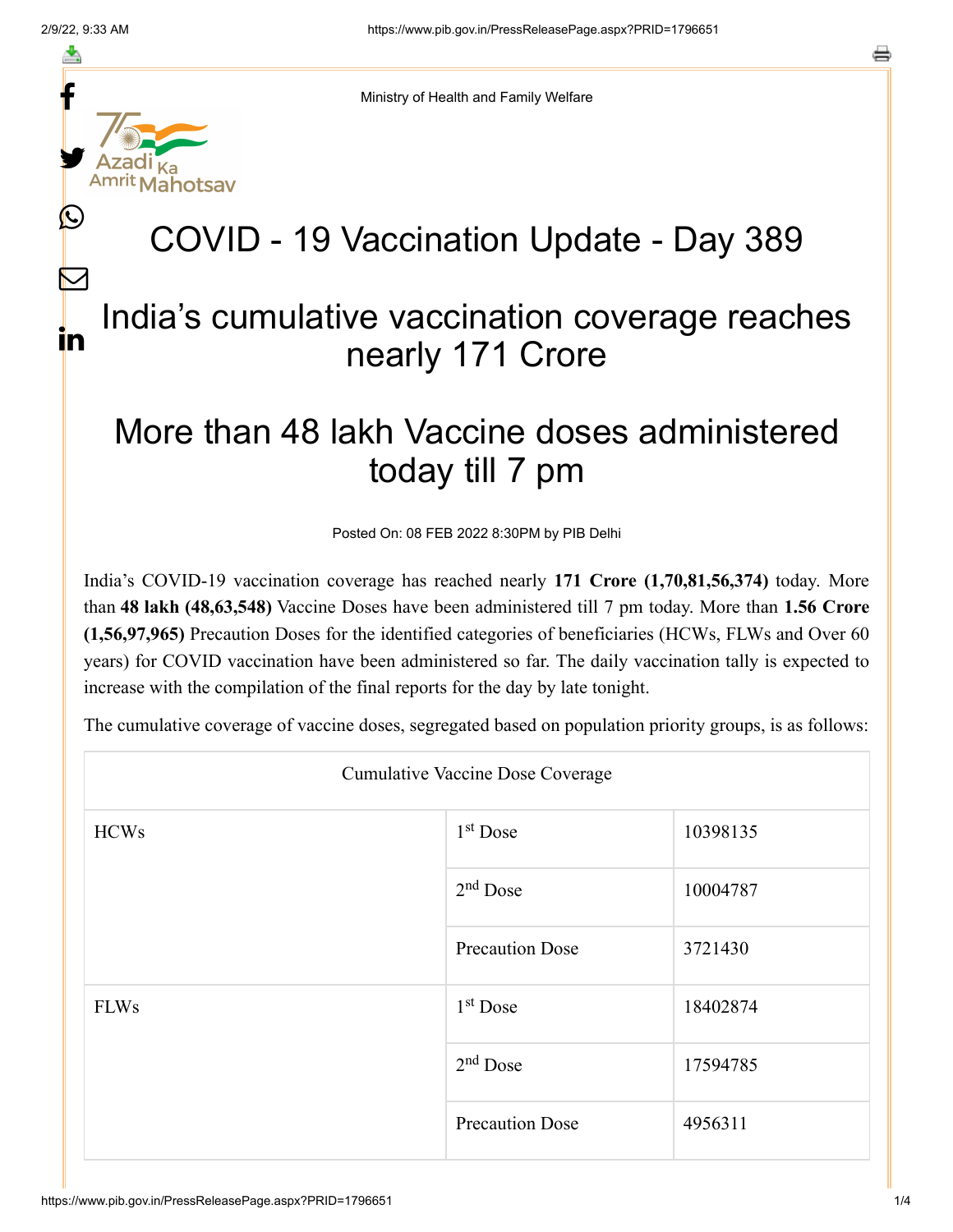Ministry of Health and Family Welfare

# COVID - 19 Vaccination Update - Day 389

## India's cumulative vaccination coverage reaches nearly 171 Crore

## More than 48 lakh Vaccine doses administered today till 7 pm

Posted On: 08 FEB 2022 8:30PM by PIB Delhi

India's COVID-19 vaccination coverage has reached nearly **171 Crore (1,70,81,56,374)** today. More than **48 lakh (48,63,548)** Vaccine Doses have been administered till 7 pm today. More than **1.56 Crore (1,56,97,965)** Precaution Doses for the identified categories of beneficiaries (HCWs, FLWs and Over 60 years) for COVID vaccination have been administered so far. The daily vaccination tally is expected to increase with the compilation of the final reports for the day by late tonight.

The cumulative coverage of vaccine doses, segregated based on population priority groups, is as follows:

| Cumulative Vaccine Dose Coverage | | |
|---|---|---|
| HCWs | 1st Dose | 10398135 |
| | 2nd Dose | 10004787 |
| | Precaution Dose | 3721430 |
| FLWs | 1st Dose | 18402874 |
| | 2nd Dose | 17594785 |
| | Precaution Dose | 4956311 |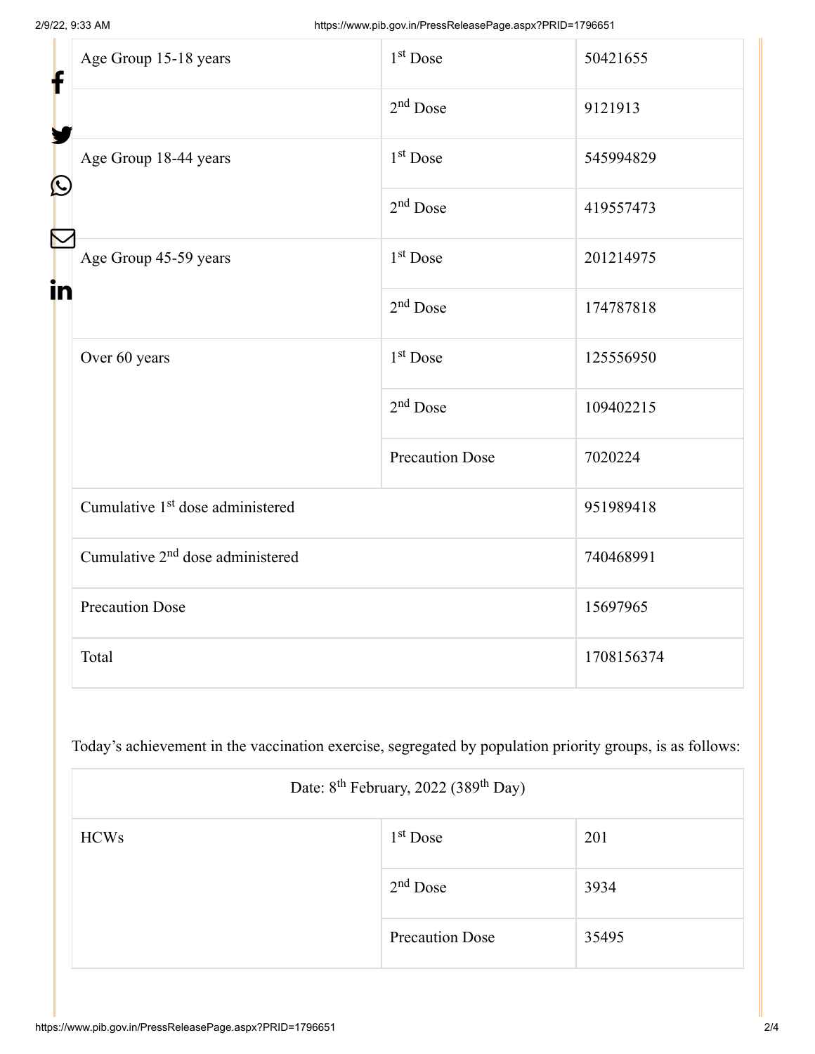| Age Group 15-18 years | 1st Dose | 50421655 |
| --- | --- | --- |
| | 2nd Dose | 9121913 |
| Age Group 18-44 years | 1st Dose | 545994829 |
| | 2nd Dose | 419557473 |
| Age Group 45-59 years | 1st Dose | 201214975 |
| | 2nd Dose | 174787818 |
| Over 60 years | 1st Dose | 125556950 |
| | 2nd Dose | 109402215 |
| | Precaution Dose | 7020224 |
| Cumulative 1st dose administered | | 951989418 |
| Cumulative 2nd dose administered | | 740468991 |
| Precaution Dose | | 15697965 |
| Total | | 1708156374 |

Today's achievement in the vaccination exercise, segregated by population priority groups, is as follows:

| Date: 8th February, 2022 (389th Day) | | |
| --- | --- | --- |
| HCWs | 1st Dose | 201 |
| | 2nd Dose | 3934 |
| | Precaution Dose | 35495 |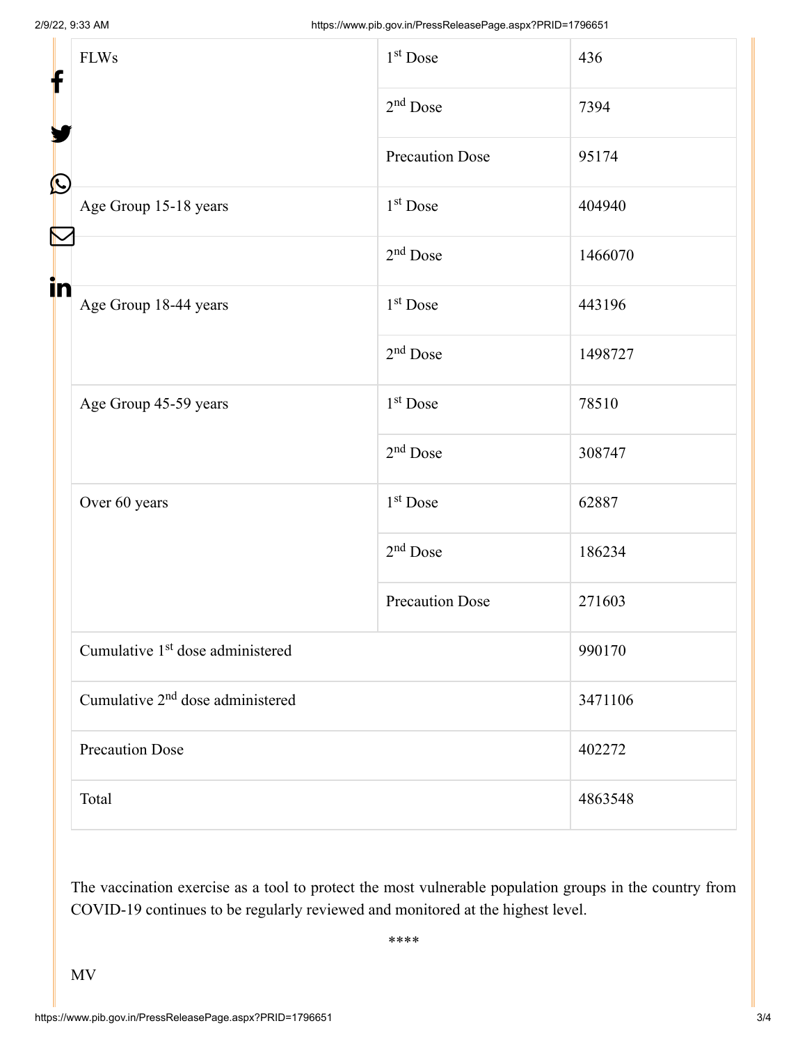| FLWs | 1st Dose | 436 |
|---|---|---|
| | 2nd Dose | 7394 |
| | Precaution Dose | 95174 |
| Age Group 15-18 years | 1st Dose | 404940 |
| | 2nd Dose | 1466070 |
| Age Group 18-44 years | 1st Dose | 443196 |
| | 2nd Dose | 1498727 |
| Age Group 45-59 years | 1st Dose | 78510 |
| | 2nd Dose | 308747 |
| Over 60 years | 1st Dose | 62887 |
| | 2nd Dose | 186234 |
| | Precaution Dose | 271603 |
| Cumulative 1st dose administered | | 990170 |
| Cumulative 2nd dose administered | | 3471106 |
| Precaution Dose | | 402272 |
| Total | | 4863548 |

The vaccination exercise as a tool to protect the most vulnerable population groups in the country from COVID-19 continues to be regularly reviewed and monitored at the highest level.

****

MV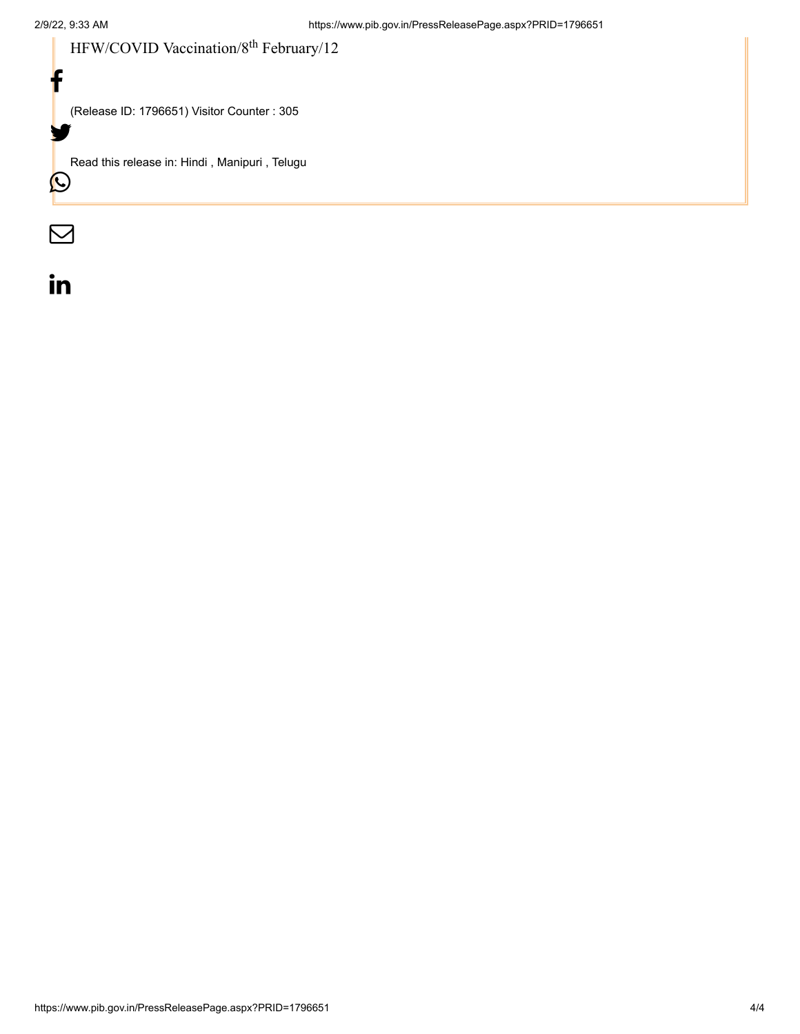HFW/COVID Vaccination/8th February/12

(Release ID: 1796651) Visitor Counter : 305

Read this release in: Hindi , Manipuri , Telugu